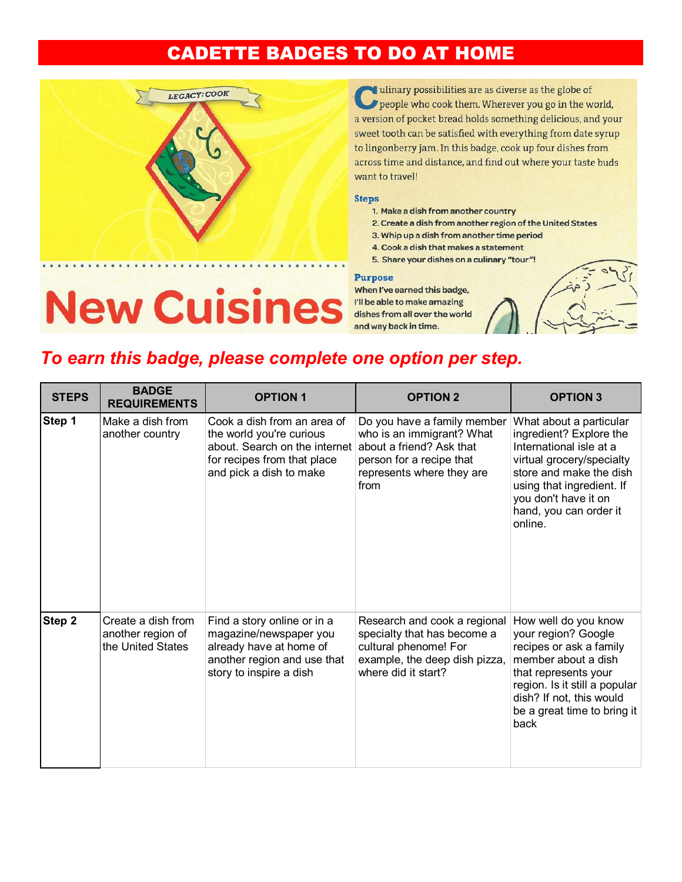# CADETTE BADGES TO DO AT HOME

LEGACY: COOK

# New Cuisines

Culinary possibilities are as diverse as the globe of people who cook them. Wherever you go in the world, a version of pocket bread holds something delicious, and your sweet tooth can be satisfied with everything from date syrup to lingonberry jam. In this badge, cook up four dishes from across time and distance, and find out where your taste buds want to travel!

**Steps**

1. Make a dish from another country
2. Create a dish from another region of the United States
3. Whip up a dish from another time period
4. Cook a dish that makes a statement
5. Share your dishes on a culinary "tour"!

**Purpose**

When I've earned this badge, I'll be able to make amazing dishes from all over the world and way back in time.

***To earn this badge, please complete one option per step.***

| STEPS | BADGE REQUIREMENTS | OPTION 1 | OPTION 2 | OPTION 3 |
|---|---|---|---|---|
| **Step 1** | Make a dish from another country | Cook a dish from an area of the world you're curious about. Search on the internet for recipes from that place and pick a dish to make | Do you have a family member who is an immigrant? What about a friend? Ask that person for a recipe that represents where they are from | What about a particular ingredient? Explore the International isle at a virtual grocery/specialty store and make the dish using that ingredient. If you don't have it on hand, you can order it online. |
| **Step 2** | Create a dish from another region of the United States | Find a story online or in a magazine/newspaper you already have at home of another region and use that story to inspire a dish | Research and cook a regional specialty that has become a cultural phenome! For example, the deep dish pizza, where did it start? | How well do you know your region? Google recipes or ask a family member about a dish that represents your region. Is it still a popular dish? If not, this would be a great time to bring it back |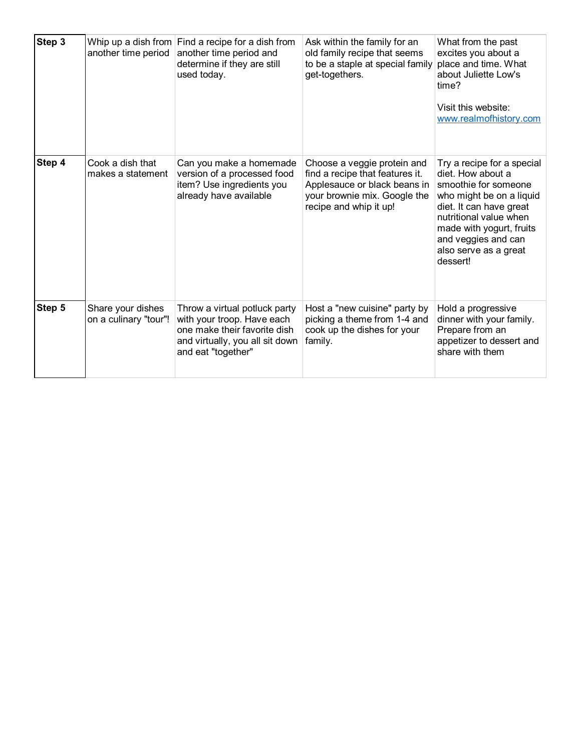| | | | | |
|---|---|---|---|---|
| **Step 3** | Whip up a dish from another time period | Find a recipe for a dish from another time period and determine if they are still used today. | Ask within the family for an old family recipe that seems to be a staple at special family get-togethers. | What from the past excites you about a place and time. What about Juliette Low's time?<br><br>Visit this website: [www.realmofhistory.com](http://www.realmofhistory.com) |
| **Step 4** | Cook a dish that makes a statement | Can you make a homemade version of a processed food item? Use ingredients you already have available | Choose a veggie protein and find a recipe that features it. Applesauce or black beans in your brownie mix. Google the recipe and whip it up! | Try a recipe for a special diet. How about a smoothie for someone who might be on a liquid diet. It can have great nutritional value when made with yogurt, fruits and veggies and can also serve as a great dessert! |
| **Step 5** | Share your dishes on a culinary "tour"! | Throw a virtual potluck party with your troop. Have each one make their favorite dish and virtually, you all sit down and eat "together" | Host a "new cuisine" party by picking a theme from 1-4 and cook up the dishes for your family. | Hold a progressive dinner with your family. Prepare from an appetizer to dessert and share with them |